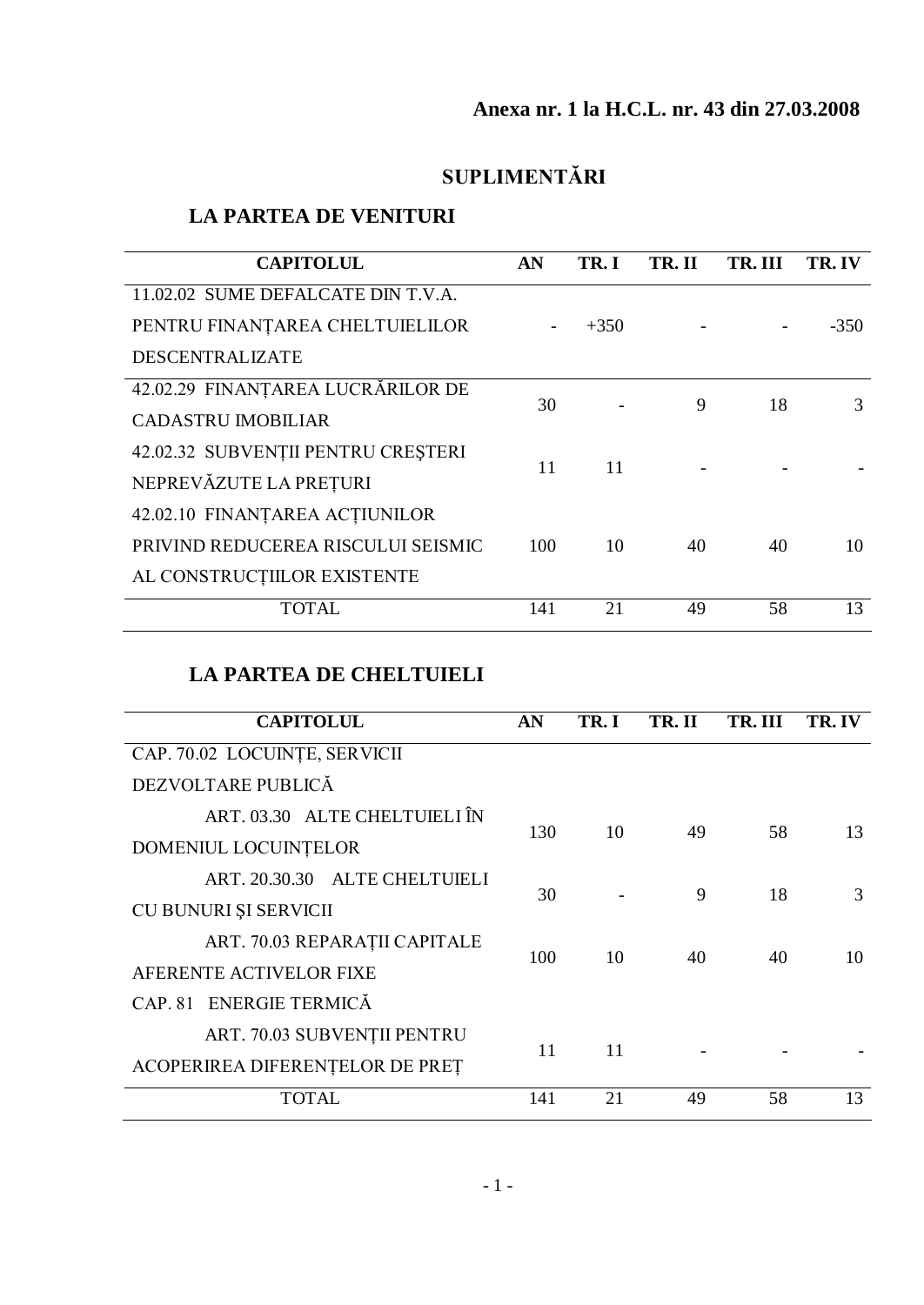**Anexa nr. 1 la H.C.L. nr. 43 din 27.03.2008**

# SUPLIMENTĂRI

## LA PARTEA DE VENITURI

| CAPITOLUL | AN | TR. I | TR. II | TR. III | TR. IV |
|---|---|---|---|---|---|
| 11.02.02 SUME DEFALCATE DIN T.V.A. PENTRU FINANȚAREA CHELTUIELILOR DESCENTRALIZATE | - | +350 | - | - | -350 |
| 42.02.29 FINANȚAREA LUCRĂRILOR DE CADASTRU IMOBILIAR | 30 | - | 9 | 18 | 3 |
| 42.02.32 SUBVENȚII PENTRU CREŞTERI NEPREVĂZUTE LA PREȚURI | 11 | 11 | - | - | - |
| 42.02.10 FINANȚAREA ACȚIUNILOR PRIVIND REDUCEREA RISCULUI SEISMIC AL CONSTRUCȚIILOR EXISTENTE | 100 | 10 | 40 | 40 | 10 |
| TOTAL | 141 | 21 | 49 | 58 | 13 |

## LA PARTEA DE CHELTUIELI

| CAPITOLUL | AN | TR. I | TR. II | TR. III | TR. IV |
|---|---|---|---|---|---|
| CAP. 70.02 LOCUINȚE, SERVICII DEZVOLTARE PUBLICĂ | | | | | |
| ART. 03.30 ALTE CHELTUIELI ÎN DOMENIUL LOCUINȚELOR | 130 | 10 | 49 | 58 | 13 |
| ART. 20.30.30 ALTE CHELTUIELI CU BUNURI ŞI SERVICII | 30 | - | 9 | 18 | 3 |
| ART. 70.03 REPARAȚII CAPITALE AFERENTE ACTIVELOR FIXE | 100 | 10 | 40 | 40 | 10 |
| CAP. 81 ENERGIE TERMICĂ | | | | | |
| ART. 70.03 SUBVENȚII PENTRU ACOPERIREA DIFERENȚELOR DE PREȚ | 11 | 11 | - | - | - |
| TOTAL | 141 | 21 | 49 | 58 | 13 |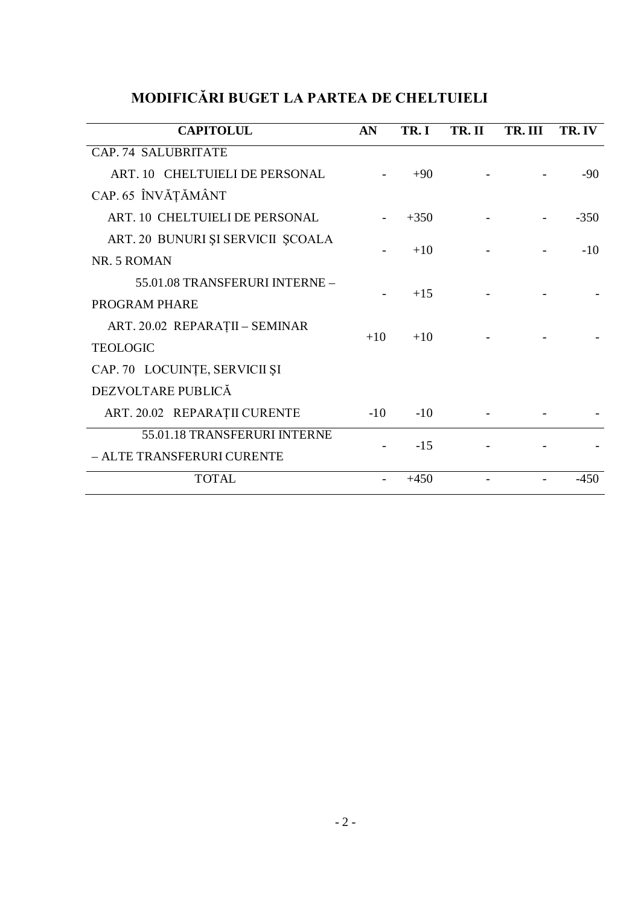# MODIFICĂRI BUGET LA PARTEA DE CHELTUIELI

| CAPITOLUL | AN | TR. I | TR. II | TR. III | TR. IV |
|---|---|---|---|---|---|
| CAP. 74 SALUBRITATE | | | | | |
| ART. 10 CHELTUIELI DE PERSONAL | - | +90 | - | - | -90 |
| CAP. 65 ÎNVĂȚĂMÂNT | | | | | |
| ART. 10 CHELTUIELI DE PERSONAL | - | +350 | - | - | -350 |
| ART. 20 BUNURI ŞI SERVICII ŞCOALA NR. 5 ROMAN | - | +10 | - | - | -10 |
| 55.01.08 TRANSFERURI INTERNE – PROGRAM PHARE | - | +15 | - | - | - |
| ART. 20.02 REPARAȚII – SEMINAR TEOLOGIC | +10 | +10 | - | - | - |
| CAP. 70 LOCUINȚE, SERVICII ŞI DEZVOLTARE PUBLICĂ | | | | | |
| ART. 20.02 REPARAȚII CURENTE | -10 | -10 | - | - | - |
| 55.01.18 TRANSFERURI INTERNE – ALTE TRANSFERURI CURENTE | - | -15 | - | - | - |
| TOTAL | - | +450 | - | - | -450 |